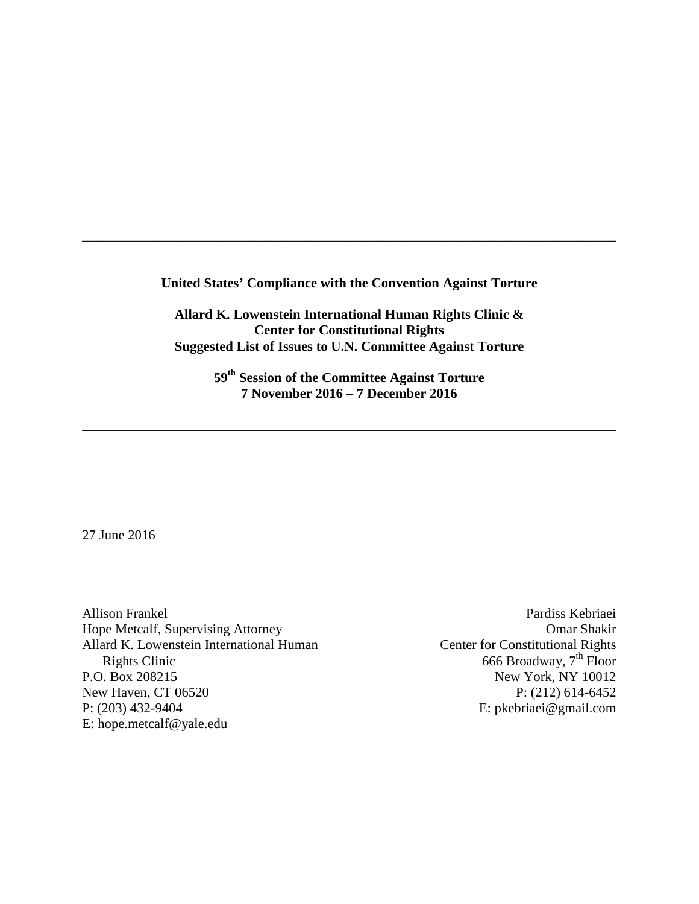---

**United States' Compliance with the Convention Against Torture**

**Allard K. Lowenstein International Human Rights Clinic &**
**Center for Constitutional Rights**
**Suggested List of Issues to U.N. Committee Against Torture**

**59th Session of the Committee Against Torture**
**7 November 2016 – 7 December 2016**

---

27 June 2016

Allison Frankel
Hope Metcalf, Supervising Attorney
Allard K. Lowenstein International Human Rights Clinic
P.O. Box 208215
New Haven, CT 06520
P: (203) 432-9404
E: hope.metcalf@yale.edu

Pardiss Kebriaei
Omar Shakir
Center for Constitutional Rights
666 Broadway, 7th Floor
New York, NY 10012
P: (212) 614-6452
E: pkebriaei@gmail.com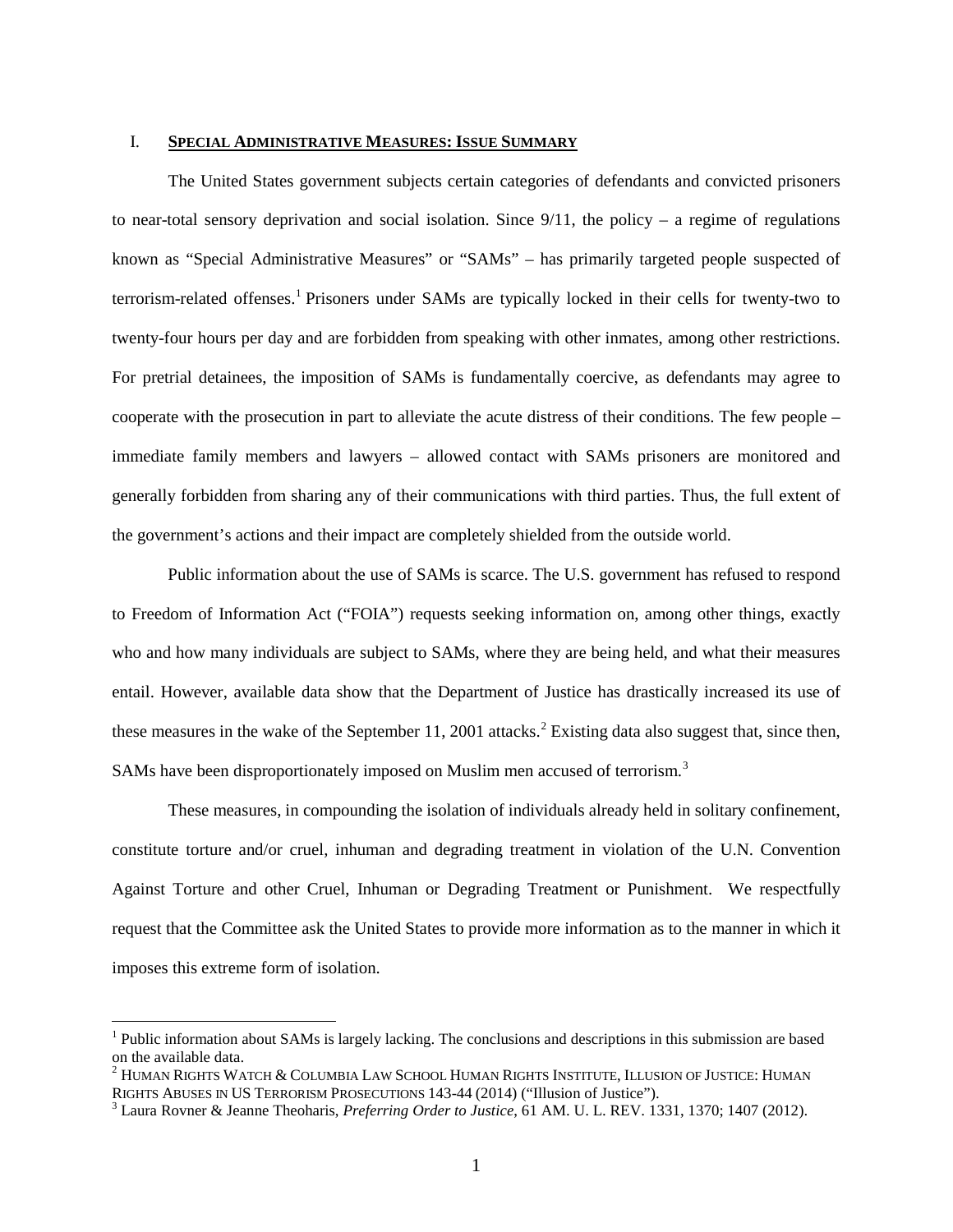## I. **SPECIAL ADMINISTRATIVE MEASURES: ISSUE SUMMARY**

The United States government subjects certain categories of defendants and convicted prisoners to near-total sensory deprivation and social isolation. Since 9/11, the policy – a regime of regulations known as "Special Administrative Measures" or "SAMs" – has primarily targeted people suspected of terrorism-related offenses.[1] Prisoners under SAMs are typically locked in their cells for twenty-two to twenty-four hours per day and are forbidden from speaking with other inmates, among other restrictions. For pretrial detainees, the imposition of SAMs is fundamentally coercive, as defendants may agree to cooperate with the prosecution in part to alleviate the acute distress of their conditions. The few people – immediate family members and lawyers – allowed contact with SAMs prisoners are monitored and generally forbidden from sharing any of their communications with third parties. Thus, the full extent of the government's actions and their impact are completely shielded from the outside world.

Public information about the use of SAMs is scarce. The U.S. government has refused to respond to Freedom of Information Act ("FOIA") requests seeking information on, among other things, exactly who and how many individuals are subject to SAMs, where they are being held, and what their measures entail. However, available data show that the Department of Justice has drastically increased its use of these measures in the wake of the September 11, 2001 attacks.[2] Existing data also suggest that, since then, SAMs have been disproportionately imposed on Muslim men accused of terrorism.[3]

These measures, in compounding the isolation of individuals already held in solitary confinement, constitute torture and/or cruel, inhuman and degrading treatment in violation of the U.N. Convention Against Torture and other Cruel, Inhuman or Degrading Treatment or Punishment. We respectfully request that the Committee ask the United States to provide more information as to the manner in which it imposes this extreme form of isolation.

---

[1] Public information about SAMs is largely lacking. The conclusions and descriptions in this submission are based on the available data.

[2] HUMAN RIGHTS WATCH & COLUMBIA LAW SCHOOL HUMAN RIGHTS INSTITUTE, ILLUSION OF JUSTICE: HUMAN RIGHTS ABUSES IN US TERRORISM PROSECUTIONS 143-44 (2014) ("Illusion of Justice").

[3] Laura Rovner & Jeanne Theoharis, *Preferring Order to Justice*, 61 AM. U. L. REV. 1331, 1370; 1407 (2012).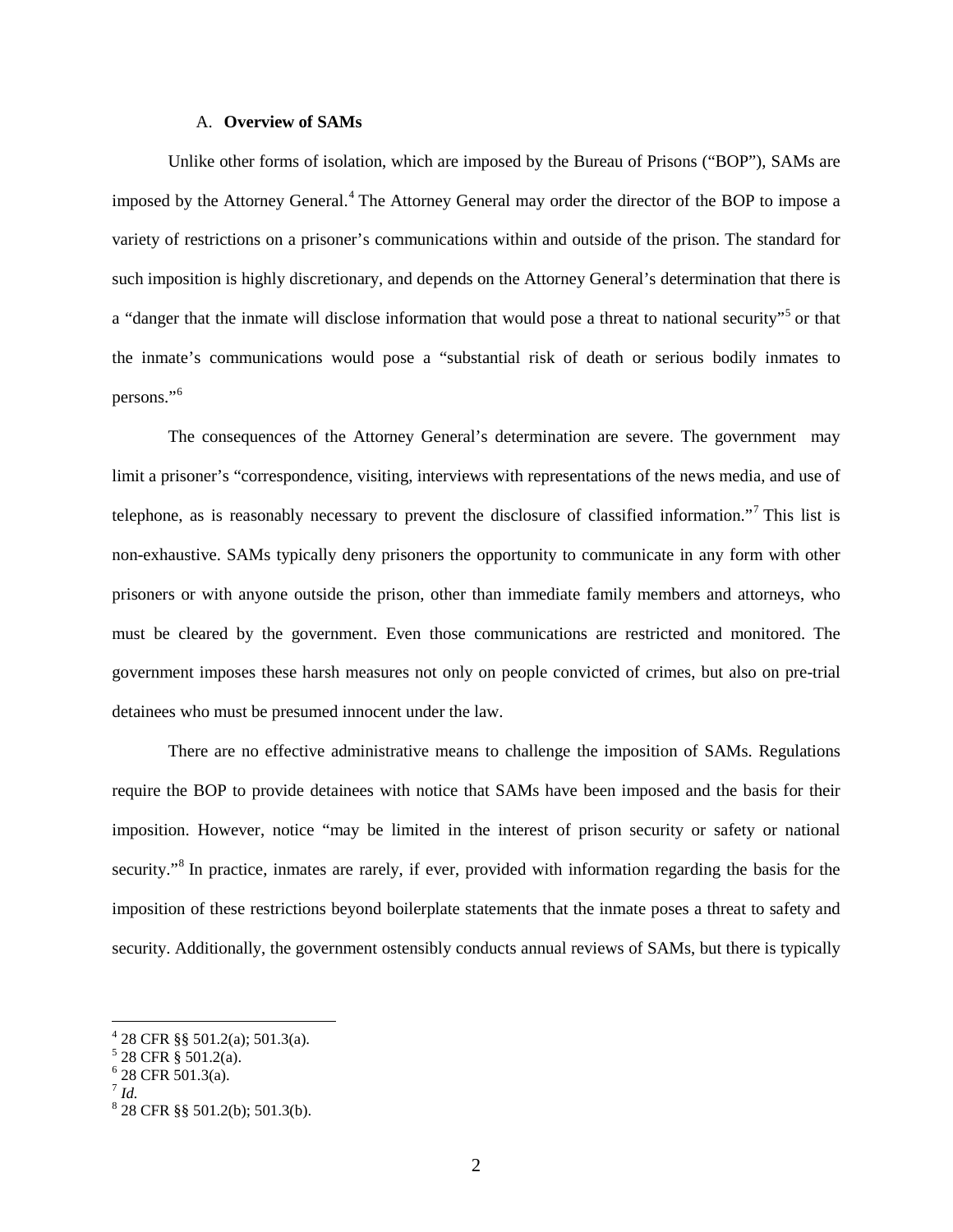### A. **Overview of SAMs**

Unlike other forms of isolation, which are imposed by the Bureau of Prisons ("BOP"), SAMs are imposed by the Attorney General.[4] The Attorney General may order the director of the BOP to impose a variety of restrictions on a prisoner's communications within and outside of the prison. The standard for such imposition is highly discretionary, and depends on the Attorney General's determination that there is a "danger that the inmate will disclose information that would pose a threat to national security"[5] or that the inmate's communications would pose a "substantial risk of death or serious bodily inmates to persons."[6]

The consequences of the Attorney General's determination are severe. The government may limit a prisoner's "correspondence, visiting, interviews with representations of the news media, and use of telephone, as is reasonably necessary to prevent the disclosure of classified information."[7] This list is non-exhaustive. SAMs typically deny prisoners the opportunity to communicate in any form with other prisoners or with anyone outside the prison, other than immediate family members and attorneys, who must be cleared by the government. Even those communications are restricted and monitored. The government imposes these harsh measures not only on people convicted of crimes, but also on pre-trial detainees who must be presumed innocent under the law.

There are no effective administrative means to challenge the imposition of SAMs. Regulations require the BOP to provide detainees with notice that SAMs have been imposed and the basis for their imposition. However, notice "may be limited in the interest of prison security or safety or national security."[8] In practice, inmates are rarely, if ever, provided with information regarding the basis for the imposition of these restrictions beyond boilerplate statements that the inmate poses a threat to safety and security. Additionally, the government ostensibly conducts annual reviews of SAMs, but there is typically

---

[4] 28 CFR §§ 501.2(a); 501.3(a).

[5] 28 CFR § 501.2(a).

[6] 28 CFR 501.3(a).

[7] *Id.*

[8] 28 CFR §§ 501.2(b); 501.3(b).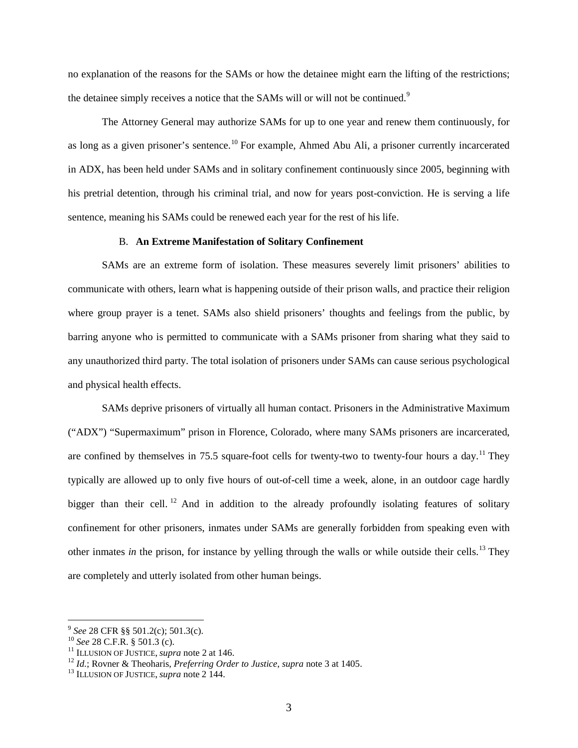no explanation of the reasons for the SAMs or how the detainee might earn the lifting of the restrictions; the detainee simply receives a notice that the SAMs will or will not be continued.[9]

The Attorney General may authorize SAMs for up to one year and renew them continuously, for as long as a given prisoner's sentence.[10] For example, Ahmed Abu Ali, a prisoner currently incarcerated in ADX, has been held under SAMs and in solitary confinement continuously since 2005, beginning with his pretrial detention, through his criminal trial, and now for years post-conviction. He is serving a life sentence, meaning his SAMs could be renewed each year for the rest of his life.

### B. **An Extreme Manifestation of Solitary Confinement**

SAMs are an extreme form of isolation. These measures severely limit prisoners' abilities to communicate with others, learn what is happening outside of their prison walls, and practice their religion where group prayer is a tenet. SAMs also shield prisoners' thoughts and feelings from the public, by barring anyone who is permitted to communicate with a SAMs prisoner from sharing what they said to any unauthorized third party. The total isolation of prisoners under SAMs can cause serious psychological and physical health effects.

SAMs deprive prisoners of virtually all human contact. Prisoners in the Administrative Maximum ("ADX") "Supermaximum" prison in Florence, Colorado, where many SAMs prisoners are incarcerated, are confined by themselves in 75.5 square-foot cells for twenty-two to twenty-four hours a day.[11] They typically are allowed up to only five hours of out-of-cell time a week, alone, in an outdoor cage hardly bigger than their cell.[12] And in addition to the already profoundly isolating features of solitary confinement for other prisoners, inmates under SAMs are generally forbidden from speaking even with other inmates *in* the prison, for instance by yelling through the walls or while outside their cells.[13] They are completely and utterly isolated from other human beings.

---

[9] *See* 28 CFR §§ 501.2(c); 501.3(c).
[10] *See* 28 C.F.R. § 501.3 (c).
[11] ILLUSION OF JUSTICE, *supra* note 2 at 146.
[12] *Id.*; Rovner & Theoharis, *Preferring Order to Justice*, *supra* note 3 at 1405.
[13] ILLUSION OF JUSTICE, *supra* note 2 144.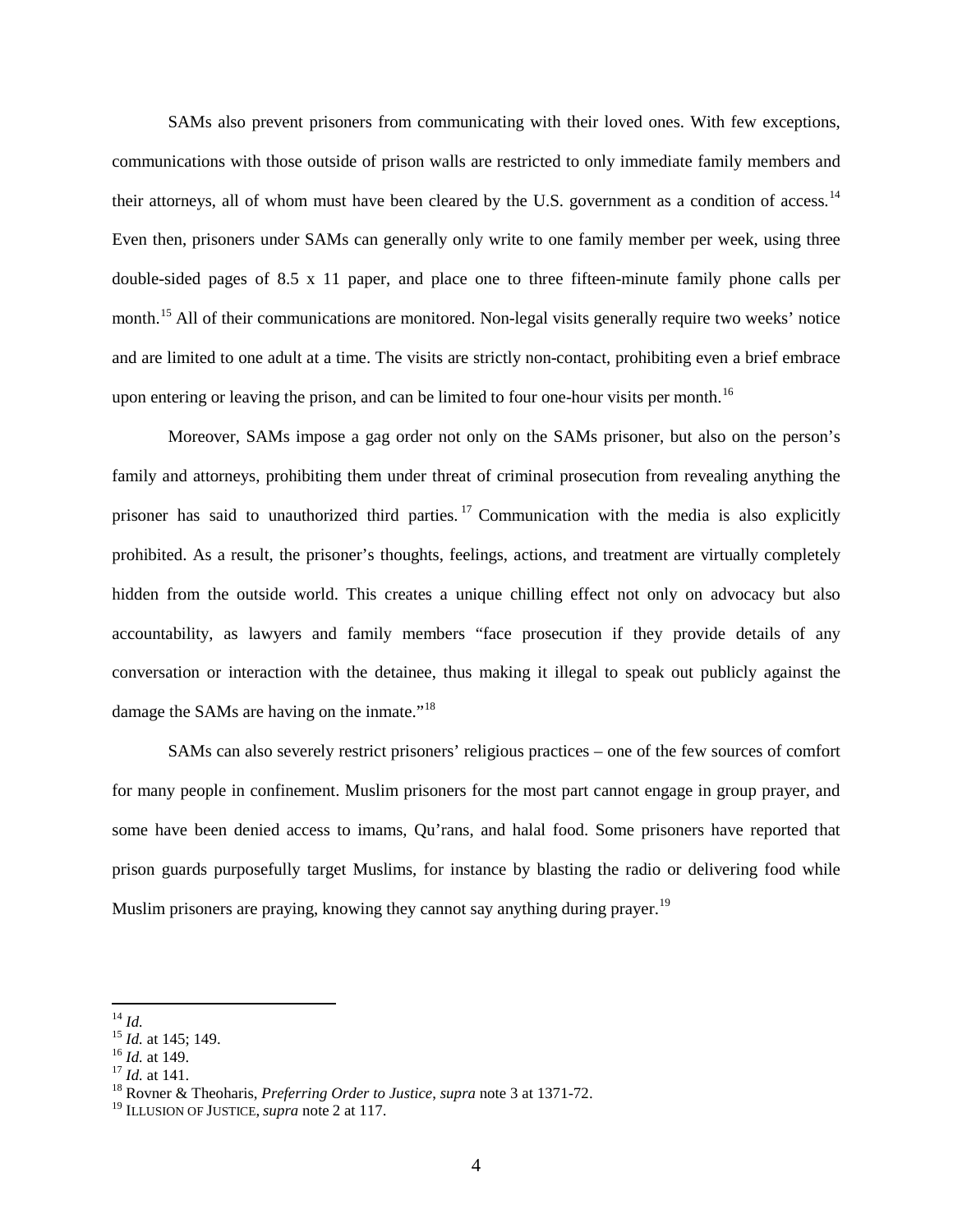SAMs also prevent prisoners from communicating with their loved ones. With few exceptions, communications with those outside of prison walls are restricted to only immediate family members and their attorneys, all of whom must have been cleared by the U.S. government as a condition of access.[14] Even then, prisoners under SAMs can generally only write to one family member per week, using three double-sided pages of 8.5 x 11 paper, and place one to three fifteen-minute family phone calls per month.[15] All of their communications are monitored. Non-legal visits generally require two weeks' notice and are limited to one adult at a time. The visits are strictly non-contact, prohibiting even a brief embrace upon entering or leaving the prison, and can be limited to four one-hour visits per month.[16]

Moreover, SAMs impose a gag order not only on the SAMs prisoner, but also on the person's family and attorneys, prohibiting them under threat of criminal prosecution from revealing anything the prisoner has said to unauthorized third parties.[17] Communication with the media is also explicitly prohibited. As a result, the prisoner's thoughts, feelings, actions, and treatment are virtually completely hidden from the outside world. This creates a unique chilling effect not only on advocacy but also accountability, as lawyers and family members "face prosecution if they provide details of any conversation or interaction with the detainee, thus making it illegal to speak out publicly against the damage the SAMs are having on the inmate."[18]

SAMs can also severely restrict prisoners' religious practices – one of the few sources of comfort for many people in confinement. Muslim prisoners for the most part cannot engage in group prayer, and some have been denied access to imams, Qu'rans, and halal food. Some prisoners have reported that prison guards purposefully target Muslims, for instance by blasting the radio or delivering food while Muslim prisoners are praying, knowing they cannot say anything during prayer.[19]

---

[14] *Id.*

[15] *Id.* at 145; 149.

[16] *Id.* at 149.

[17] *Id.* at 141.

[18] Rovner & Theoharis, *Preferring Order to Justice*, *supra* note 3 at 1371-72.

[19] ILLUSION OF JUSTICE, *supra* note 2 at 117.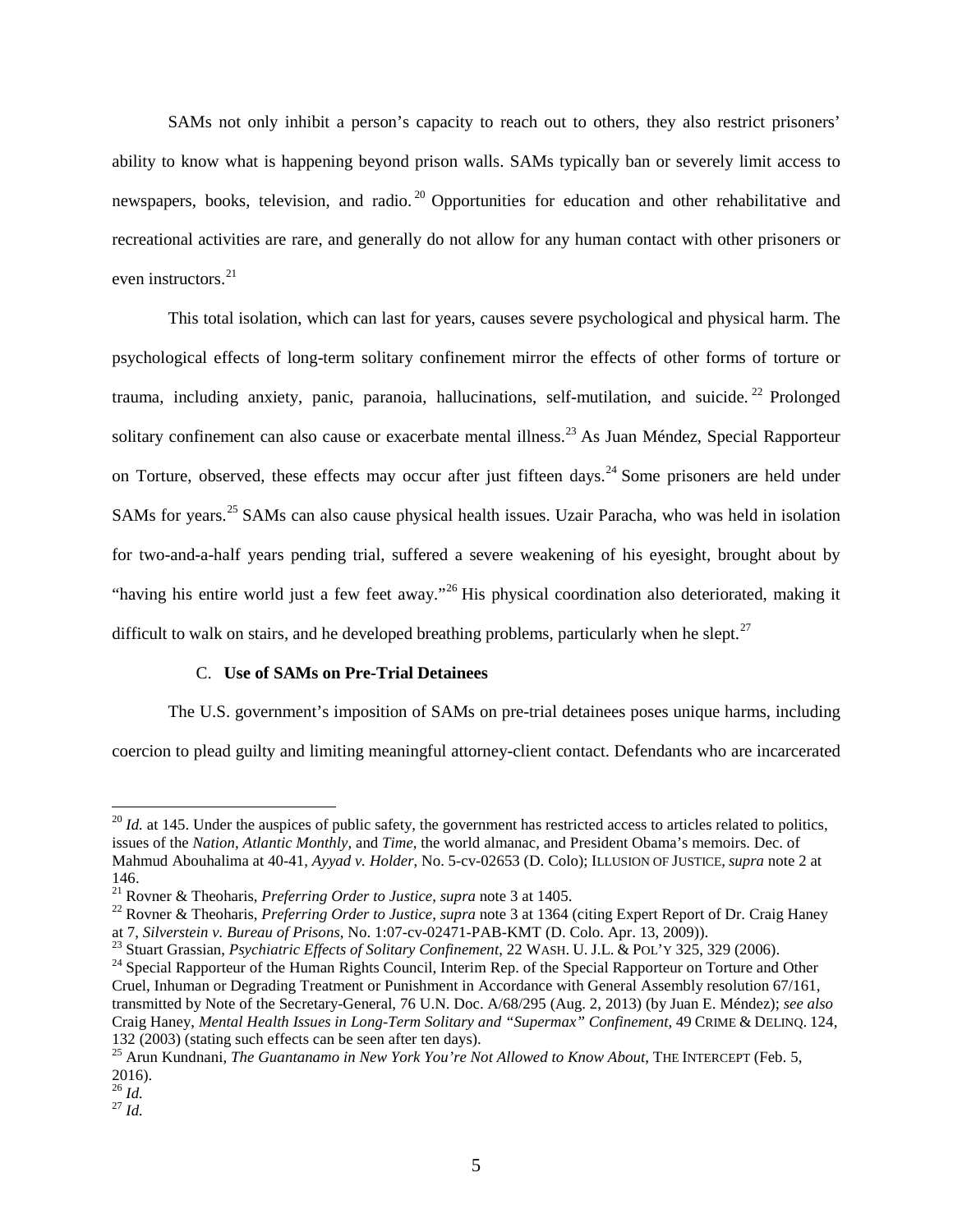SAMs not only inhibit a person's capacity to reach out to others, they also restrict prisoners' ability to know what is happening beyond prison walls. SAMs typically ban or severely limit access to newspapers, books, television, and radio.[20] Opportunities for education and other rehabilitative and recreational activities are rare, and generally do not allow for any human contact with other prisoners or even instructors.[21]

This total isolation, which can last for years, causes severe psychological and physical harm. The psychological effects of long-term solitary confinement mirror the effects of other forms of torture or trauma, including anxiety, panic, paranoia, hallucinations, self-mutilation, and suicide.[22] Prolonged solitary confinement can also cause or exacerbate mental illness.[23] As Juan Méndez, Special Rapporteur on Torture, observed, these effects may occur after just fifteen days.[24] Some prisoners are held under SAMs for years.[25] SAMs can also cause physical health issues. Uzair Paracha, who was held in isolation for two-and-a-half years pending trial, suffered a severe weakening of his eyesight, brought about by "having his entire world just a few feet away."[26] His physical coordination also deteriorated, making it difficult to walk on stairs, and he developed breathing problems, particularly when he slept.[27]

### C. **Use of SAMs on Pre-Trial Detainees**

The U.S. government's imposition of SAMs on pre-trial detainees poses unique harms, including coercion to plead guilty and limiting meaningful attorney-client contact. Defendants who are incarcerated

---

[20] *Id.* at 145. Under the auspices of public safety, the government has restricted access to articles related to politics, issues of the *Nation*, *Atlantic Monthly*, and *Time*, the world almanac, and President Obama's memoirs. Dec. of Mahmud Abouhalima at 40-41, *Ayyad v. Holder*, No. 5-cv-02653 (D. Colo); ILLUSION OF JUSTICE, *supra* note 2 at 146.

[21] Rovner & Theoharis, *Preferring Order to Justice*, *supra* note 3 at 1405.

[22] Rovner & Theoharis, *Preferring Order to Justice*, *supra* note 3 at 1364 (citing Expert Report of Dr. Craig Haney at 7, *Silverstein v. Bureau of Prisons*, No. 1:07-cv-02471-PAB-KMT (D. Colo. Apr. 13, 2009)).

[23] Stuart Grassian, *Psychiatric Effects of Solitary Confinement*, 22 WASH. U. J.L. & POL'Y 325, 329 (2006).

[24] Special Rapporteur of the Human Rights Council, Interim Rep. of the Special Rapporteur on Torture and Other Cruel, Inhuman or Degrading Treatment or Punishment in Accordance with General Assembly resolution 67/161, transmitted by Note of the Secretary-General, 76 U.N. Doc. A/68/295 (Aug. 2, 2013) (by Juan E. Méndez); *see also* Craig Haney, *Mental Health Issues in Long-Term Solitary and "Supermax" Confinement*, 49 CRIME & DELINQ. 124, 132 (2003) (stating such effects can be seen after ten days).

[25] Arun Kundnani, *The Guantanamo in New York You're Not Allowed to Know About*, THE INTERCEPT (Feb. 5, 2016).

[26] *Id.*

[27] *Id.*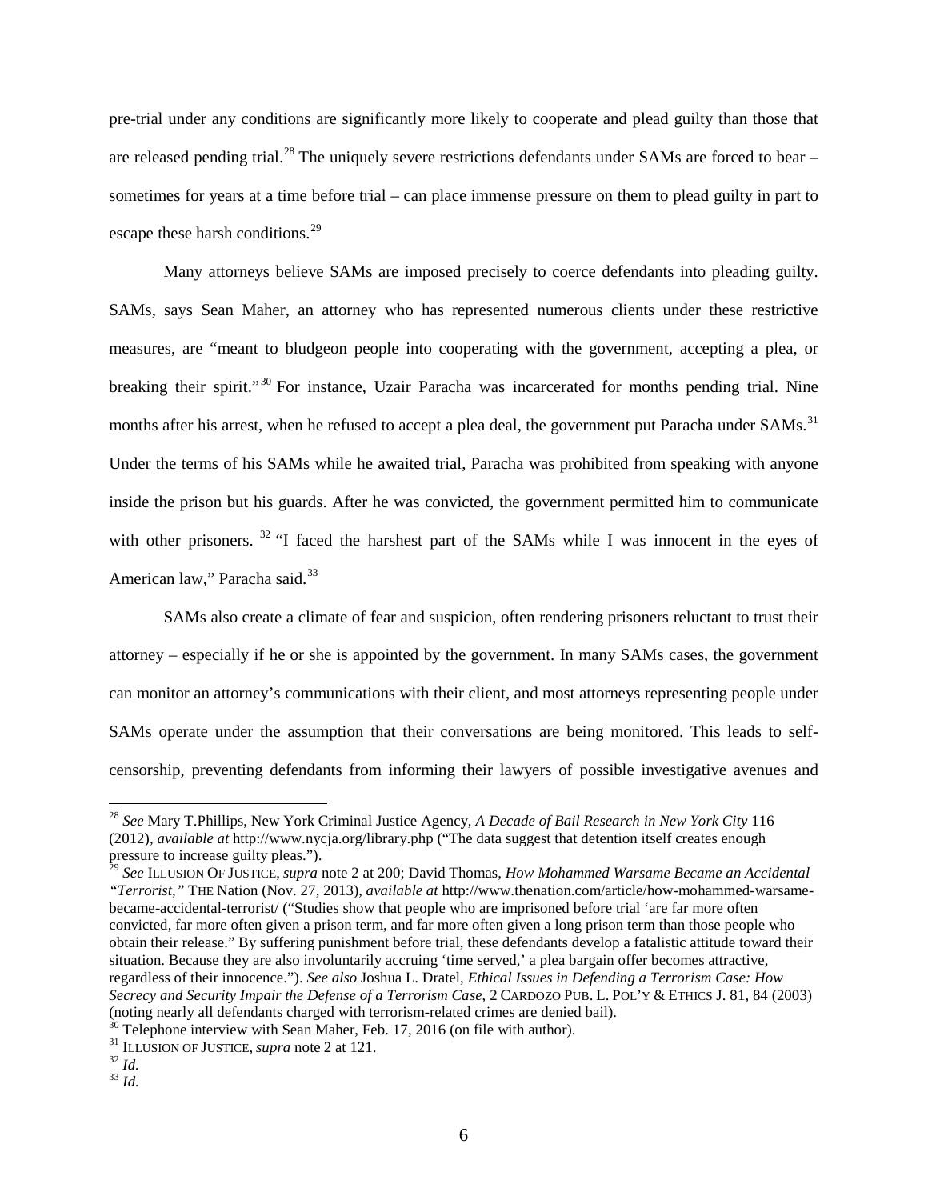pre-trial under any conditions are significantly more likely to cooperate and plead guilty than those that are released pending trial.[28] The uniquely severe restrictions defendants under SAMs are forced to bear – sometimes for years at a time before trial – can place immense pressure on them to plead guilty in part to escape these harsh conditions.[29]

Many attorneys believe SAMs are imposed precisely to coerce defendants into pleading guilty. SAMs, says Sean Maher, an attorney who has represented numerous clients under these restrictive measures, are "meant to bludgeon people into cooperating with the government, accepting a plea, or breaking their spirit."[30] For instance, Uzair Paracha was incarcerated for months pending trial. Nine months after his arrest, when he refused to accept a plea deal, the government put Paracha under SAMs.[31] Under the terms of his SAMs while he awaited trial, Paracha was prohibited from speaking with anyone inside the prison but his guards. After he was convicted, the government permitted him to communicate with other prisoners.[32] "I faced the harshest part of the SAMs while I was innocent in the eyes of American law," Paracha said.[33]

SAMs also create a climate of fear and suspicion, often rendering prisoners reluctant to trust their attorney – especially if he or she is appointed by the government. In many SAMs cases, the government can monitor an attorney's communications with their client, and most attorneys representing people under SAMs operate under the assumption that their conversations are being monitored. This leads to self-censorship, preventing defendants from informing their lawyers of possible investigative avenues and

---

[28] *See* Mary T.Phillips, New York Criminal Justice Agency, *A Decade of Bail Research in New York City* 116 (2012), *available at* http://www.nycja.org/library.php ("The data suggest that detention itself creates enough pressure to increase guilty pleas.").

[29] *See* ILLUSION OF JUSTICE, *supra* note 2 at 200; David Thomas, *How Mohammed Warsame Became an Accidental "Terrorist*,*"* THE Nation (Nov. 27, 2013), *available at* http://www.thenation.com/article/how-mohammed-warsame-became-accidental-terrorist/ ("Studies show that people who are imprisoned before trial 'are far more often convicted, far more often given a prison term, and far more often given a long prison term than those people who obtain their release." By suffering punishment before trial, these defendants develop a fatalistic attitude toward their situation. Because they are also involuntarily accruing 'time served,' a plea bargain offer becomes attractive, regardless of their innocence."). *See also* Joshua L. Dratel, *Ethical Issues in Defending a Terrorism Case: How Secrecy and Security Impair the Defense of a Terrorism Case*, 2 CARDOZO PUB. L. POL'Y & ETHICS J. 81, 84 (2003) (noting nearly all defendants charged with terrorism-related crimes are denied bail).

[30] Telephone interview with Sean Maher, Feb. 17, 2016 (on file with author).

[31] ILLUSION OF JUSTICE, *supra* note 2 at 121.

[32] *Id.*

[33] *Id.*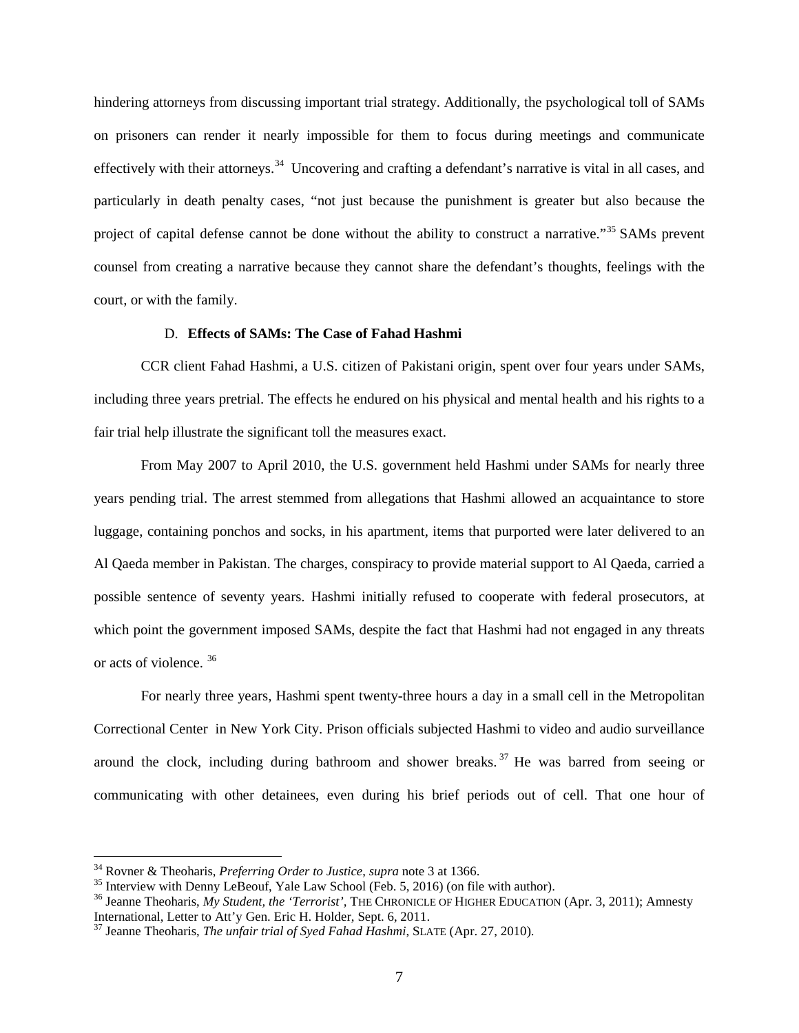hindering attorneys from discussing important trial strategy. Additionally, the psychological toll of SAMs on prisoners can render it nearly impossible for them to focus during meetings and communicate effectively with their attorneys.[34] Uncovering and crafting a defendant's narrative is vital in all cases, and particularly in death penalty cases, "not just because the punishment is greater but also because the project of capital defense cannot be done without the ability to construct a narrative."[35] SAMs prevent counsel from creating a narrative because they cannot share the defendant's thoughts, feelings with the court, or with the family.

### D. **Effects of SAMs: The Case of Fahad Hashmi**

CCR client Fahad Hashmi, a U.S. citizen of Pakistani origin, spent over four years under SAMs, including three years pretrial. The effects he endured on his physical and mental health and his rights to a fair trial help illustrate the significant toll the measures exact.

From May 2007 to April 2010, the U.S. government held Hashmi under SAMs for nearly three years pending trial. The arrest stemmed from allegations that Hashmi allowed an acquaintance to store luggage, containing ponchos and socks, in his apartment, items that purported were later delivered to an Al Qaeda member in Pakistan. The charges, conspiracy to provide material support to Al Qaeda, carried a possible sentence of seventy years. Hashmi initially refused to cooperate with federal prosecutors, at which point the government imposed SAMs, despite the fact that Hashmi had not engaged in any threats or acts of violence.[36]

For nearly three years, Hashmi spent twenty-three hours a day in a small cell in the Metropolitan Correctional Center in New York City. Prison officials subjected Hashmi to video and audio surveillance around the clock, including during bathroom and shower breaks.[37] He was barred from seeing or communicating with other detainees, even during his brief periods out of cell. That one hour of

---

[34] Rovner & Theoharis, *Preferring Order to Justice*, *supra* note 3 at 1366.

[35] Interview with Denny LeBeouf, Yale Law School (Feb. 5, 2016) (on file with author).

[36] Jeanne Theoharis, *My Student, the 'Terrorist'*, THE CHRONICLE OF HIGHER EDUCATION (Apr. 3, 2011); Amnesty International, Letter to Att'y Gen. Eric H. Holder, Sept. 6, 2011.

[37] Jeanne Theoharis, *The unfair trial of Syed Fahad Hashmi*, SLATE (Apr. 27, 2010).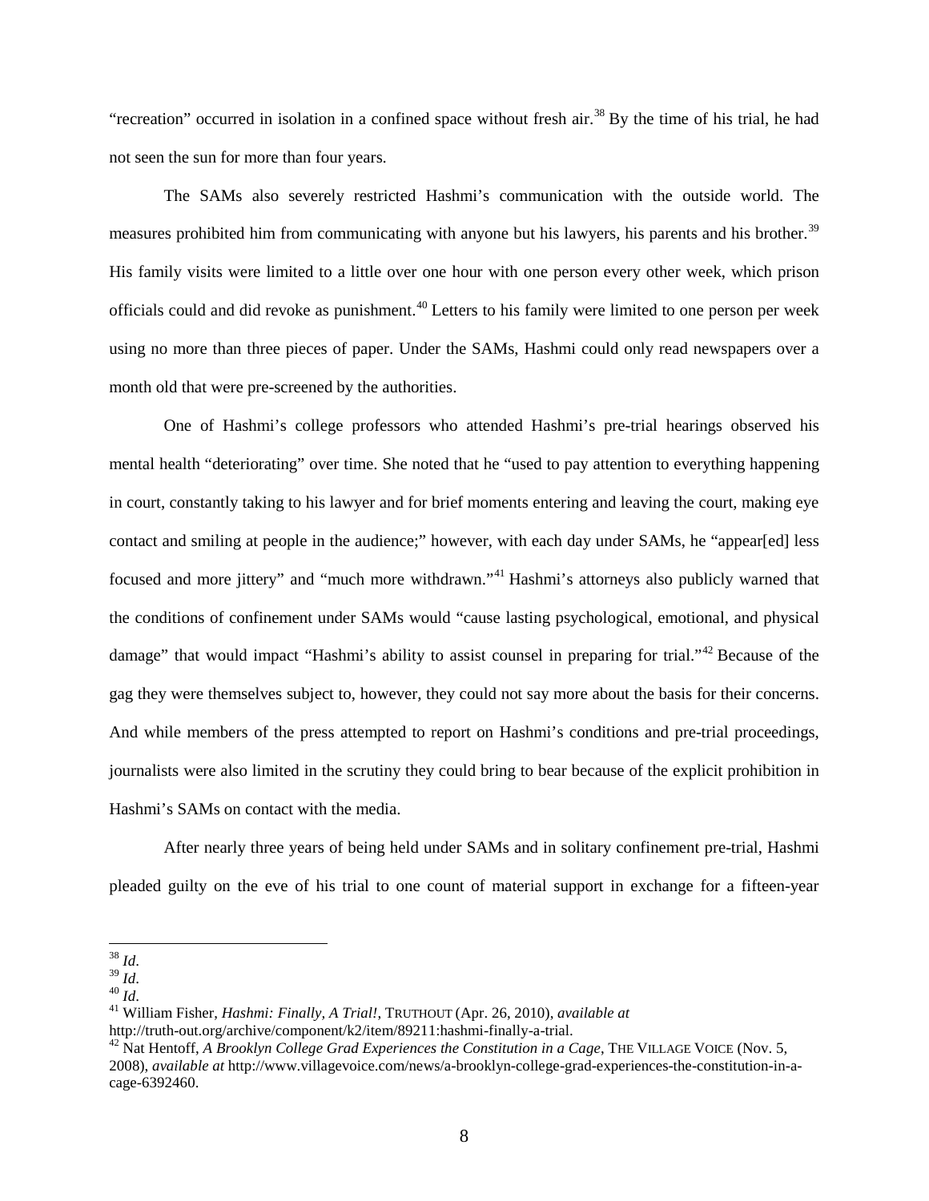"recreation" occurred in isolation in a confined space without fresh air.[38] By the time of his trial, he had not seen the sun for more than four years.

The SAMs also severely restricted Hashmi's communication with the outside world. The measures prohibited him from communicating with anyone but his lawyers, his parents and his brother.[39] His family visits were limited to a little over one hour with one person every other week, which prison officials could and did revoke as punishment.[40] Letters to his family were limited to one person per week using no more than three pieces of paper. Under the SAMs, Hashmi could only read newspapers over a month old that were pre-screened by the authorities.

One of Hashmi's college professors who attended Hashmi's pre-trial hearings observed his mental health "deteriorating" over time. She noted that he "used to pay attention to everything happening in court, constantly taking to his lawyer and for brief moments entering and leaving the court, making eye contact and smiling at people in the audience;" however, with each day under SAMs, he "appear[ed] less focused and more jittery" and "much more withdrawn."[41] Hashmi's attorneys also publicly warned that the conditions of confinement under SAMs would "cause lasting psychological, emotional, and physical damage" that would impact "Hashmi's ability to assist counsel in preparing for trial."[42] Because of the gag they were themselves subject to, however, they could not say more about the basis for their concerns. And while members of the press attempted to report on Hashmi's conditions and pre-trial proceedings, journalists were also limited in the scrutiny they could bring to bear because of the explicit prohibition in Hashmi's SAMs on contact with the media.

After nearly three years of being held under SAMs and in solitary confinement pre-trial, Hashmi pleaded guilty on the eve of his trial to one count of material support in exchange for a fifteen-year

---

[38] *Id*.

[39] *Id*.

[40] *Id*.

[41] William Fisher, *Hashmi: Finally, A Trial!*, TRUTHOUT (Apr. 26, 2010), *available at* http://truth-out.org/archive/component/k2/item/89211:hashmi-finally-a-trial.

[42] Nat Hentoff, *A Brooklyn College Grad Experiences the Constitution in a Cage*, THE VILLAGE VOICE (Nov. 5, 2008), *available at* http://www.villagevoice.com/news/a-brooklyn-college-grad-experiences-the-constitution-in-a-cage-6392460.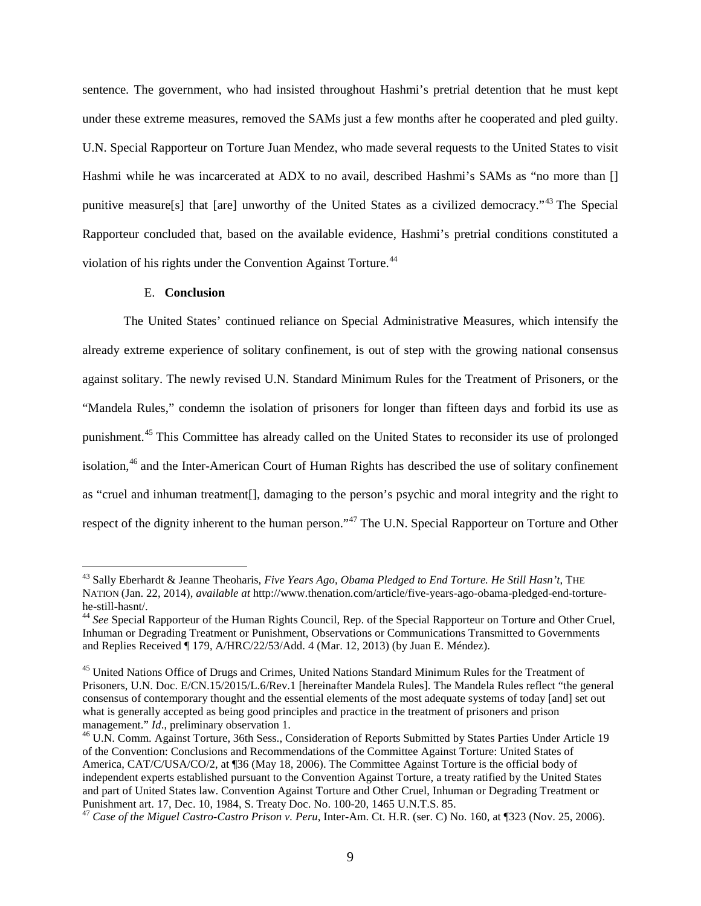sentence. The government, who had insisted throughout Hashmi's pretrial detention that he must kept under these extreme measures, removed the SAMs just a few months after he cooperated and pled guilty. U.N. Special Rapporteur on Torture Juan Mendez, who made several requests to the United States to visit Hashmi while he was incarcerated at ADX to no avail, described Hashmi's SAMs as "no more than [] punitive measure[s] that [are] unworthy of the United States as a civilized democracy."[43] The Special Rapporteur concluded that, based on the available evidence, Hashmi's pretrial conditions constituted a violation of his rights under the Convention Against Torture.[44]

### E. **Conclusion**

The United States' continued reliance on Special Administrative Measures, which intensify the already extreme experience of solitary confinement, is out of step with the growing national consensus against solitary. The newly revised U.N. Standard Minimum Rules for the Treatment of Prisoners, or the "Mandela Rules," condemn the isolation of prisoners for longer than fifteen days and forbid its use as punishment.[45] This Committee has already called on the United States to reconsider its use of prolonged isolation,[46] and the Inter-American Court of Human Rights has described the use of solitary confinement as "cruel and inhuman treatment[], damaging to the person's psychic and moral integrity and the right to respect of the dignity inherent to the human person."[47] The U.N. Special Rapporteur on Torture and Other

---

[43] Sally Eberhardt & Jeanne Theoharis, *Five Years Ago, Obama Pledged to End Torture. He Still Hasn't*, THE NATION (Jan. 22, 2014), *available at* http://www.thenation.com/article/five-years-ago-obama-pledged-end-torture-he-still-hasnt/.

[44] *See* Special Rapporteur of the Human Rights Council, Rep. of the Special Rapporteur on Torture and Other Cruel, Inhuman or Degrading Treatment or Punishment, Observations or Communications Transmitted to Governments and Replies Received ¶ 179, A/HRC/22/53/Add. 4 (Mar. 12, 2013) (by Juan E. Méndez).

[45] United Nations Office of Drugs and Crimes, United Nations Standard Minimum Rules for the Treatment of Prisoners, U.N. Doc. E/CN.15/2015/L.6/Rev.1 [hereinafter Mandela Rules]. The Mandela Rules reflect "the general consensus of contemporary thought and the essential elements of the most adequate systems of today [and] set out what is generally accepted as being good principles and practice in the treatment of prisoners and prison management." *Id*., preliminary observation 1.

[46] U.N. Comm. Against Torture, 36th Sess., Consideration of Reports Submitted by States Parties Under Article 19 of the Convention: Conclusions and Recommendations of the Committee Against Torture: United States of America, CAT/C/USA/CO/2, at ¶36 (May 18, 2006). The Committee Against Torture is the official body of independent experts established pursuant to the Convention Against Torture, a treaty ratified by the United States and part of United States law. Convention Against Torture and Other Cruel, Inhuman or Degrading Treatment or Punishment art. 17, Dec. 10, 1984, S. Treaty Doc. No. 100-20, 1465 U.N.T.S. 85.

[47] *Case of the Miguel Castro-Castro Prison v. Peru*, Inter-Am. Ct. H.R. (ser. C) No. 160, at ¶323 (Nov. 25, 2006).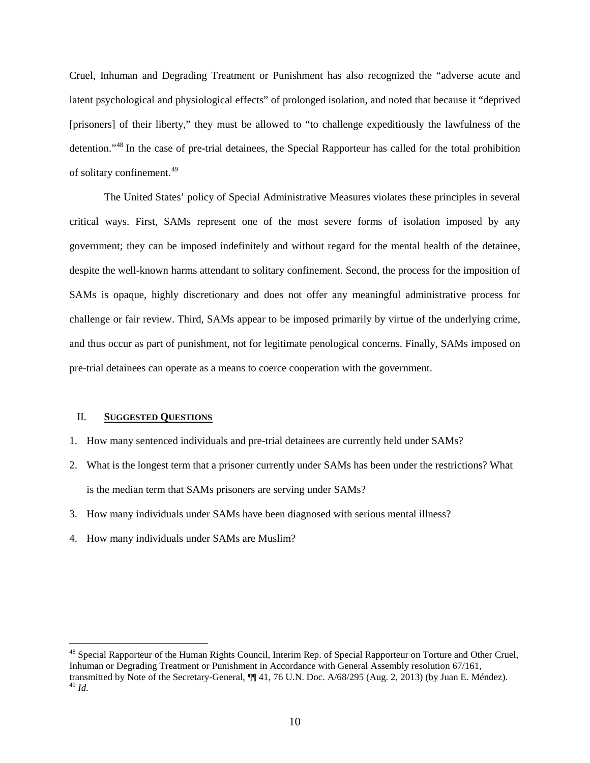Cruel, Inhuman and Degrading Treatment or Punishment has also recognized the "adverse acute and latent psychological and physiological effects" of prolonged isolation, and noted that because it "deprived [prisoners] of their liberty," they must be allowed to "to challenge expeditiously the lawfulness of the detention."[48] In the case of pre-trial detainees, the Special Rapporteur has called for the total prohibition of solitary confinement.[49]

The United States' policy of Special Administrative Measures violates these principles in several critical ways. First, SAMs represent one of the most severe forms of isolation imposed by any government; they can be imposed indefinitely and without regard for the mental health of the detainee, despite the well-known harms attendant to solitary confinement. Second, the process for the imposition of SAMs is opaque, highly discretionary and does not offer any meaningful administrative process for challenge or fair review. Third, SAMs appear to be imposed primarily by virtue of the underlying crime, and thus occur as part of punishment, not for legitimate penological concerns. Finally, SAMs imposed on pre-trial detainees can operate as a means to coerce cooperation with the government.

## II. **Suggested Questions**

1. How many sentenced individuals and pre-trial detainees are currently held under SAMs?
2. What is the longest term that a prisoner currently under SAMs has been under the restrictions? What is the median term that SAMs prisoners are serving under SAMs?
3. How many individuals under SAMs have been diagnosed with serious mental illness?
4. How many individuals under SAMs are Muslim?

---

[48] Special Rapporteur of the Human Rights Council, Interim Rep. of Special Rapporteur on Torture and Other Cruel, Inhuman or Degrading Treatment or Punishment in Accordance with General Assembly resolution 67/161, transmitted by Note of the Secretary-General, ¶¶ 41, 76 U.N. Doc. A/68/295 (Aug. 2, 2013) (by Juan E. Méndez).

[49] *Id.*